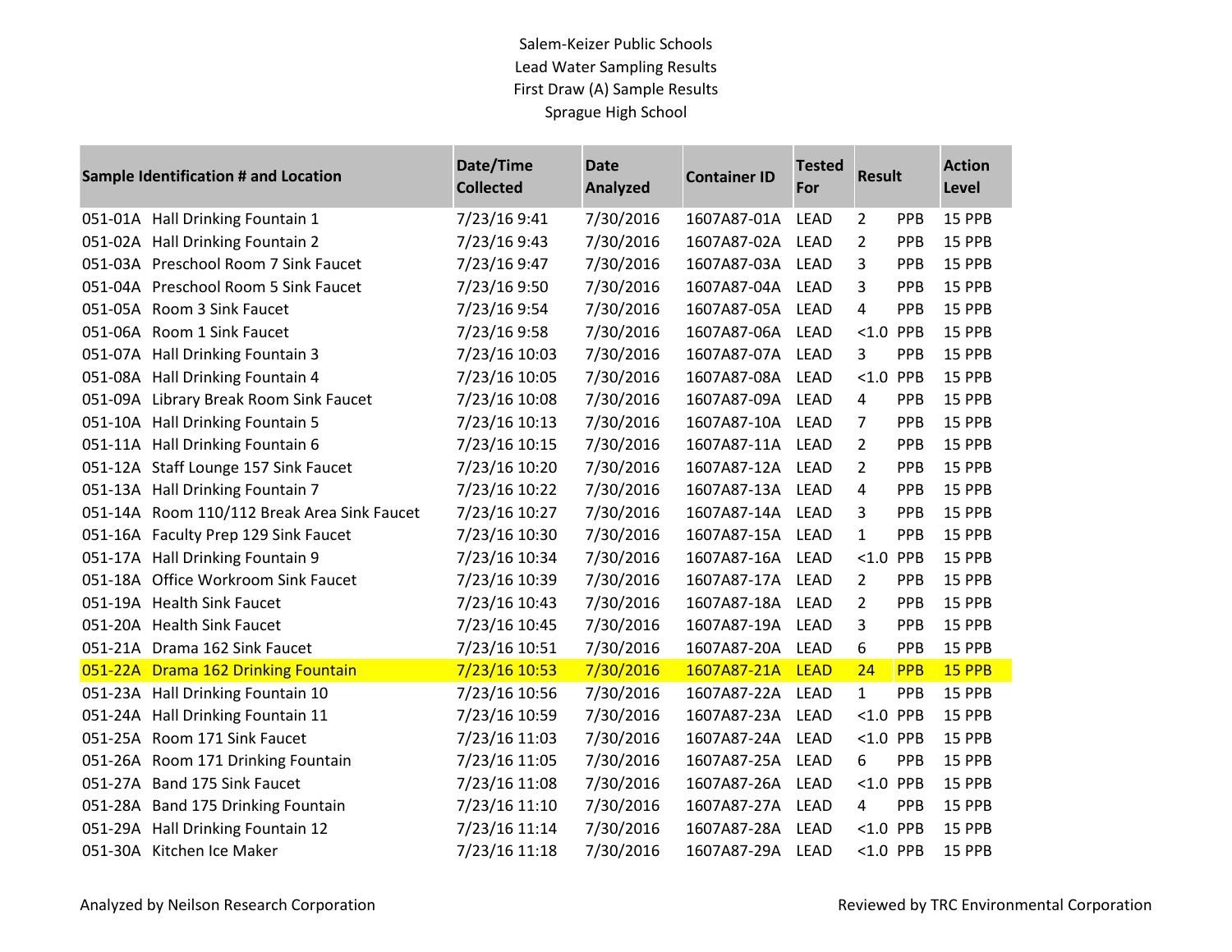Salem-Keizer Public Schools
Lead Water Sampling Results
First Draw (A) Sample Results
Sprague High School

| Sample Identification # and Location | | Date/Time Collected | Date Analyzed | Container ID | Tested For | Result | | Action Level |
|---|---|---|---|---|---|---|---|---|
| 051-01A | Hall Drinking Fountain 1 | 7/23/16 9:41 | 7/30/2016 | 1607A87-01A | LEAD | 2 | PPB | 15 PPB |
| 051-02A | Hall Drinking Fountain 2 | 7/23/16 9:43 | 7/30/2016 | 1607A87-02A | LEAD | 2 | PPB | 15 PPB |
| 051-03A | Preschool Room 7 Sink Faucet | 7/23/16 9:47 | 7/30/2016 | 1607A87-03A | LEAD | 3 | PPB | 15 PPB |
| 051-04A | Preschool Room 5 Sink Faucet | 7/23/16 9:50 | 7/30/2016 | 1607A87-04A | LEAD | 3 | PPB | 15 PPB |
| 051-05A | Room 3 Sink Faucet | 7/23/16 9:54 | 7/30/2016 | 1607A87-05A | LEAD | 4 | PPB | 15 PPB |
| 051-06A | Room 1 Sink Faucet | 7/23/16 9:58 | 7/30/2016 | 1607A87-06A | LEAD | <1.0 | PPB | 15 PPB |
| 051-07A | Hall Drinking Fountain 3 | 7/23/16 10:03 | 7/30/2016 | 1607A87-07A | LEAD | 3 | PPB | 15 PPB |
| 051-08A | Hall Drinking Fountain 4 | 7/23/16 10:05 | 7/30/2016 | 1607A87-08A | LEAD | <1.0 | PPB | 15 PPB |
| 051-09A | Library Break Room Sink Faucet | 7/23/16 10:08 | 7/30/2016 | 1607A87-09A | LEAD | 4 | PPB | 15 PPB |
| 051-10A | Hall Drinking Fountain 5 | 7/23/16 10:13 | 7/30/2016 | 1607A87-10A | LEAD | 7 | PPB | 15 PPB |
| 051-11A | Hall Drinking Fountain 6 | 7/23/16 10:15 | 7/30/2016 | 1607A87-11A | LEAD | 2 | PPB | 15 PPB |
| 051-12A | Staff Lounge 157 Sink Faucet | 7/23/16 10:20 | 7/30/2016 | 1607A87-12A | LEAD | 2 | PPB | 15 PPB |
| 051-13A | Hall Drinking Fountain 7 | 7/23/16 10:22 | 7/30/2016 | 1607A87-13A | LEAD | 4 | PPB | 15 PPB |
| 051-14A | Room 110/112 Break Area Sink Faucet | 7/23/16 10:27 | 7/30/2016 | 1607A87-14A | LEAD | 3 | PPB | 15 PPB |
| 051-16A | Faculty Prep 129 Sink Faucet | 7/23/16 10:30 | 7/30/2016 | 1607A87-15A | LEAD | 1 | PPB | 15 PPB |
| 051-17A | Hall Drinking Fountain 9 | 7/23/16 10:34 | 7/30/2016 | 1607A87-16A | LEAD | <1.0 | PPB | 15 PPB |
| 051-18A | Office Workroom Sink Faucet | 7/23/16 10:39 | 7/30/2016 | 1607A87-17A | LEAD | 2 | PPB | 15 PPB |
| 051-19A | Health Sink Faucet | 7/23/16 10:43 | 7/30/2016 | 1607A87-18A | LEAD | 2 | PPB | 15 PPB |
| 051-20A | Health Sink Faucet | 7/23/16 10:45 | 7/30/2016 | 1607A87-19A | LEAD | 3 | PPB | 15 PPB |
| 051-21A | Drama 162 Sink Faucet | 7/23/16 10:51 | 7/30/2016 | 1607A87-20A | LEAD | 6 | PPB | 15 PPB |
| 051-22A | Drama 162 Drinking Fountain | 7/23/16 10:53 | 7/30/2016 | 1607A87-21A | LEAD | 24 | PPB | 15 PPB |
| 051-23A | Hall Drinking Fountain 10 | 7/23/16 10:56 | 7/30/2016 | 1607A87-22A | LEAD | 1 | PPB | 15 PPB |
| 051-24A | Hall Drinking Fountain 11 | 7/23/16 10:59 | 7/30/2016 | 1607A87-23A | LEAD | <1.0 | PPB | 15 PPB |
| 051-25A | Room 171 Sink Faucet | 7/23/16 11:03 | 7/30/2016 | 1607A87-24A | LEAD | <1.0 | PPB | 15 PPB |
| 051-26A | Room 171 Drinking Fountain | 7/23/16 11:05 | 7/30/2016 | 1607A87-25A | LEAD | 6 | PPB | 15 PPB |
| 051-27A | Band 175 Sink Faucet | 7/23/16 11:08 | 7/30/2016 | 1607A87-26A | LEAD | <1.0 | PPB | 15 PPB |
| 051-28A | Band 175 Drinking Fountain | 7/23/16 11:10 | 7/30/2016 | 1607A87-27A | LEAD | 4 | PPB | 15 PPB |
| 051-29A | Hall Drinking Fountain 12 | 7/23/16 11:14 | 7/30/2016 | 1607A87-28A | LEAD | <1.0 | PPB | 15 PPB |
| 051-30A | Kitchen Ice Maker | 7/23/16 11:18 | 7/30/2016 | 1607A87-29A | LEAD | <1.0 | PPB | 15 PPB |

Analyzed by Neilson Research Corporation

Reviewed by TRC Environmental Corporation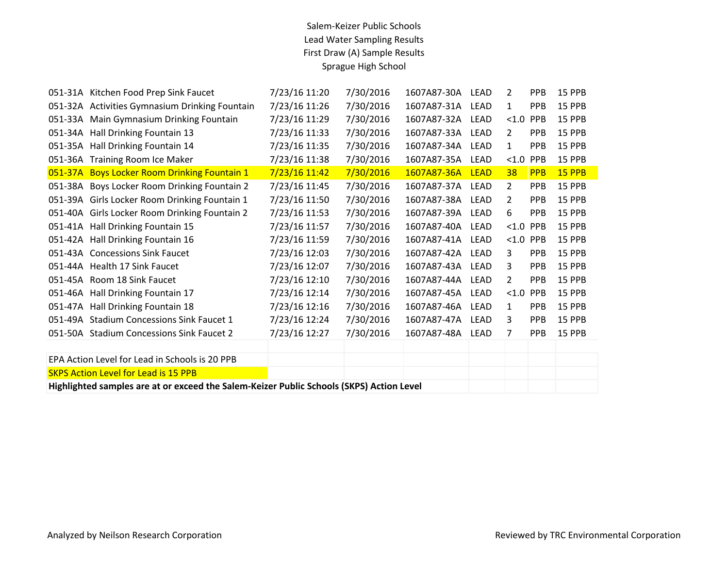Salem-Keizer Public Schools

Lead Water Sampling Results

First Draw (A) Sample Results

Sprague High School

| | | | | | | | | |
|---|---|---|---|---|---|---|---|---|
| 051-31A | Kitchen Food Prep Sink Faucet | 7/23/16 11:20 | 7/30/2016 | 1607A87-30A | LEAD | 2 | PPB | 15 PPB |
| 051-32A | Activities Gymnasium Drinking Fountain | 7/23/16 11:26 | 7/30/2016 | 1607A87-31A | LEAD | 1 | PPB | 15 PPB |
| 051-33A | Main Gymnasium Drinking Fountain | 7/23/16 11:29 | 7/30/2016 | 1607A87-32A | LEAD | <1.0 | PPB | 15 PPB |
| 051-34A | Hall Drinking Fountain 13 | 7/23/16 11:33 | 7/30/2016 | 1607A87-33A | LEAD | 2 | PPB | 15 PPB |
| 051-35A | Hall Drinking Fountain 14 | 7/23/16 11:35 | 7/30/2016 | 1607A87-34A | LEAD | 1 | PPB | 15 PPB |
| 051-36A | Training Room Ice Maker | 7/23/16 11:38 | 7/30/2016 | 1607A87-35A | LEAD | <1.0 | PPB | 15 PPB |
| 051-37A | Boys Locker Room Drinking Fountain 1 | 7/23/16 11:42 | 7/30/2016 | 1607A87-36A | LEAD | 38 | PPB | 15 PPB |
| 051-38A | Boys Locker Room Drinking Fountain 2 | 7/23/16 11:45 | 7/30/2016 | 1607A87-37A | LEAD | 2 | PPB | 15 PPB |
| 051-39A | Girls Locker Room Drinking Fountain 1 | 7/23/16 11:50 | 7/30/2016 | 1607A87-38A | LEAD | 2 | PPB | 15 PPB |
| 051-40A | Girls Locker Room Drinking Fountain 2 | 7/23/16 11:53 | 7/30/2016 | 1607A87-39A | LEAD | 6 | PPB | 15 PPB |
| 051-41A | Hall Drinking Fountain 15 | 7/23/16 11:57 | 7/30/2016 | 1607A87-40A | LEAD | <1.0 | PPB | 15 PPB |
| 051-42A | Hall Drinking Fountain 16 | 7/23/16 11:59 | 7/30/2016 | 1607A87-41A | LEAD | <1.0 | PPB | 15 PPB |
| 051-43A | Concessions Sink Faucet | 7/23/16 12:03 | 7/30/2016 | 1607A87-42A | LEAD | 3 | PPB | 15 PPB |
| 051-44A | Health 17 Sink Faucet | 7/23/16 12:07 | 7/30/2016 | 1607A87-43A | LEAD | 3 | PPB | 15 PPB |
| 051-45A | Room 18 Sink Faucet | 7/23/16 12:10 | 7/30/2016 | 1607A87-44A | LEAD | 2 | PPB | 15 PPB |
| 051-46A | Hall Drinking Fountain 17 | 7/23/16 12:14 | 7/30/2016 | 1607A87-45A | LEAD | <1.0 | PPB | 15 PPB |
| 051-47A | Hall Drinking Fountain 18 | 7/23/16 12:16 | 7/30/2016 | 1607A87-46A | LEAD | 1 | PPB | 15 PPB |
| 051-49A | Stadium Concessions Sink Faucet 1 | 7/23/16 12:24 | 7/30/2016 | 1607A87-47A | LEAD | 3 | PPB | 15 PPB |
| 051-50A | Stadium Concessions Sink Faucet 2 | 7/23/16 12:27 | 7/30/2016 | 1607A87-48A | LEAD | 7 | PPB | 15 PPB |

EPA Action Level for Lead in Schools is 20 PPB

SKPS Action Level for Lead is 15 PPB

**Highlighted samples are at or exceed the Salem-Keizer Public Schools (SKPS) Action Level**

Analyzed by Neilson Research Corporation

Reviewed by TRC Environmental Corporation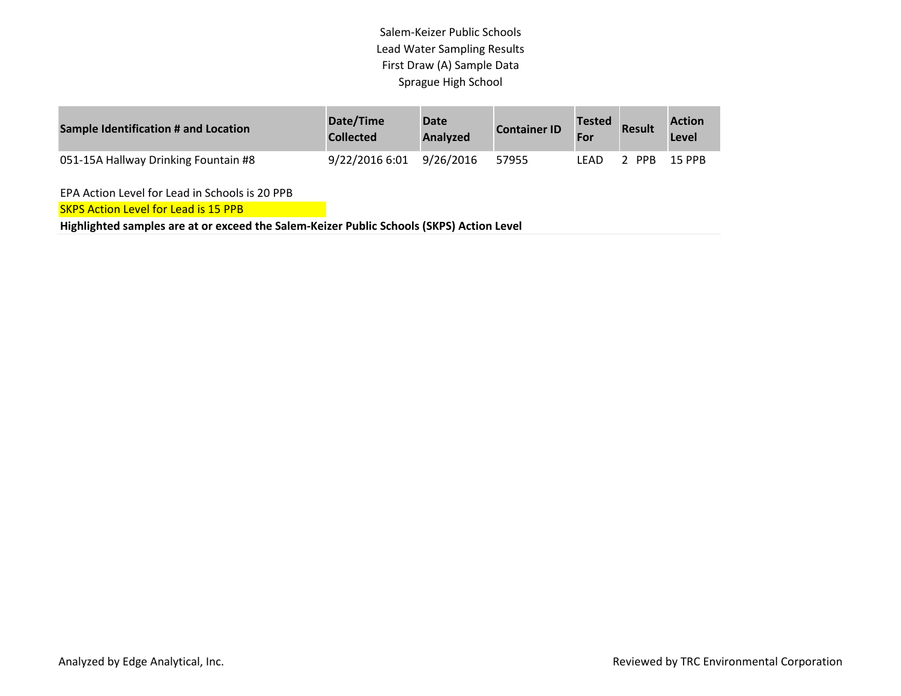Salem-Keizer Public Schools
Lead Water Sampling Results
First Draw (A) Sample Data
Sprague High School

| Sample Identification # and Location | Date/Time Collected | Date Analyzed | Container ID | Tested For | Result | Action Level |
|---|---|---|---|---|---|---|
| 051-15A Hallway Drinking Fountain #8 | 9/22/2016 6:01 | 9/26/2016 | 57955 | LEAD | 2 PPB | 15 PPB |

EPA Action Level for Lead in Schools is 20 PPB

SKPS Action Level for Lead is 15 PPB

**Highlighted samples are at or exceed the Salem-Keizer Public Schools (SKPS) Action Level**

Analyzed by Edge Analytical, Inc.

Reviewed by TRC Environmental Corporation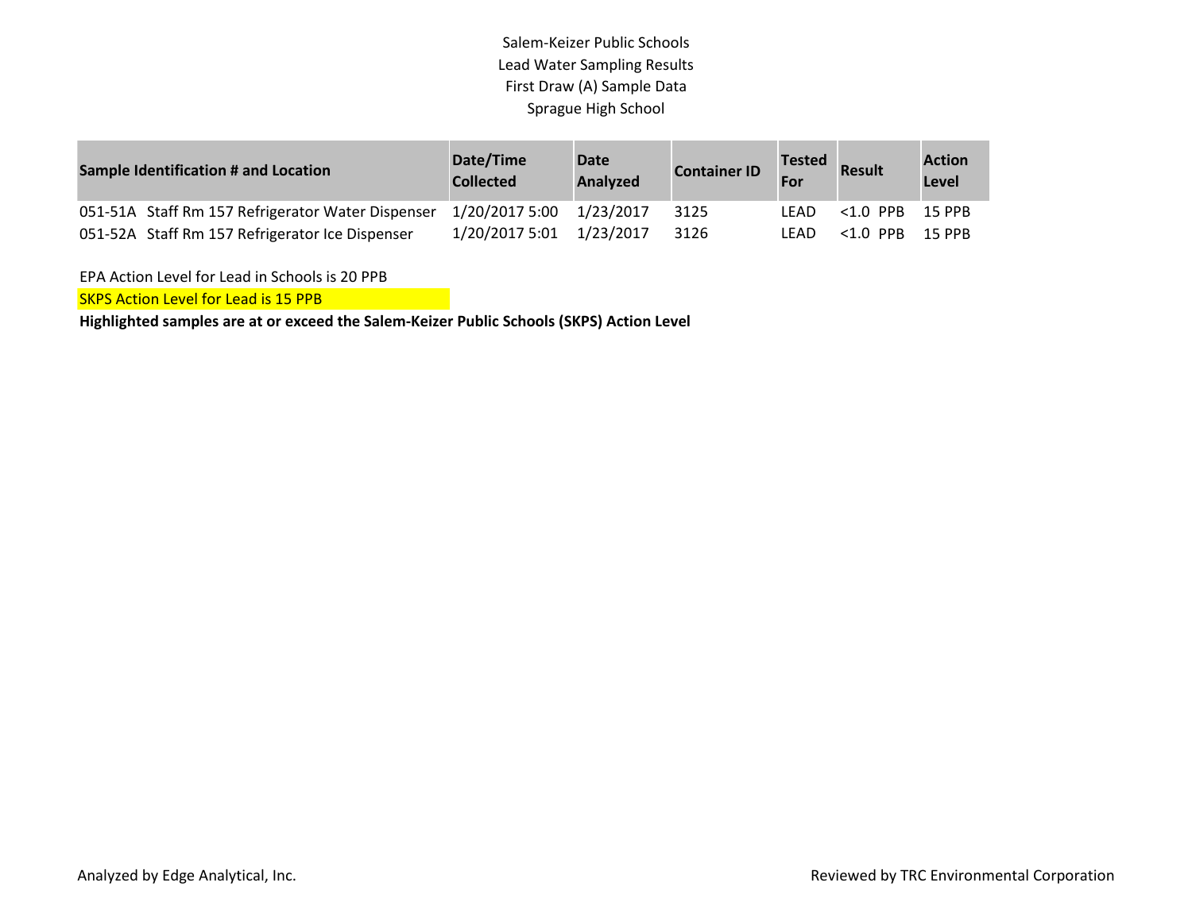Salem-Keizer Public Schools

Lead Water Sampling Results

First Draw (A) Sample Data

Sprague High School

| Sample Identification # and Location | Date/Time Collected | Date Analyzed | Container ID | Tested For | Result | Action Level |
|---|---|---|---|---|---|---|
| 051-51A Staff Rm 157 Refrigerator Water Dispenser | 1/20/2017 5:00 | 1/23/2017 | 3125 | LEAD | <1.0 PPB | 15 PPB |
| 051-52A Staff Rm 157 Refrigerator Ice Dispenser | 1/20/2017 5:01 | 1/23/2017 | 3126 | LEAD | <1.0 PPB | 15 PPB |

EPA Action Level for Lead in Schools is 20 PPB

SKPS Action Level for Lead is 15 PPB

**Highlighted samples are at or exceed the Salem-Keizer Public Schools (SKPS) Action Level**

Analyzed by Edge Analytical, Inc.

Reviewed by TRC Environmental Corporation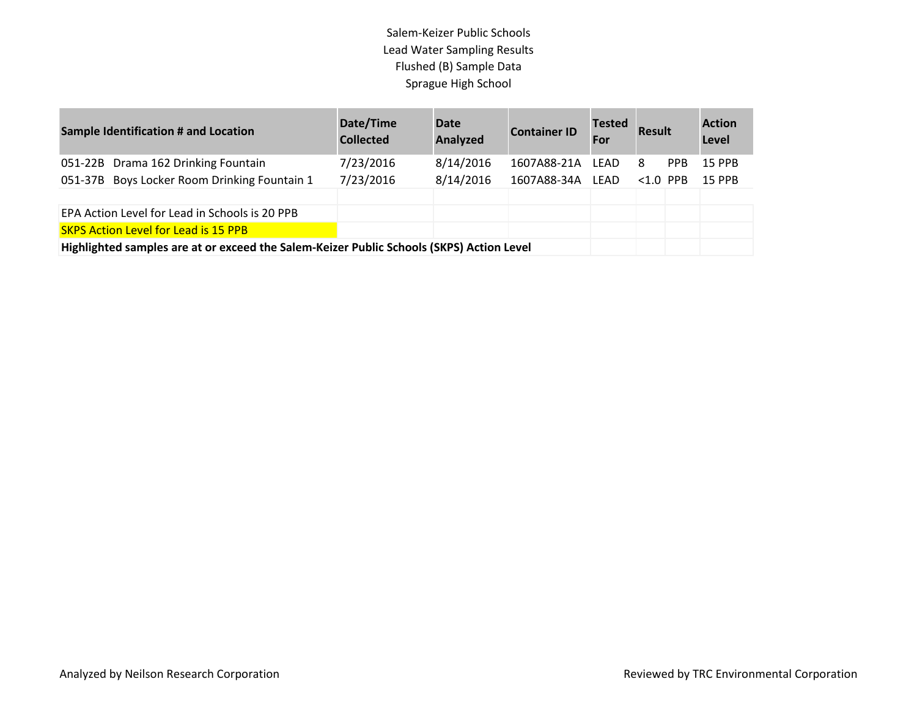Salem-Keizer Public Schools
Lead Water Sampling Results
Flushed (B) Sample Data
Sprague High School

| Sample Identification # and Location | Date/Time Collected | Date Analyzed | Container ID | Tested For | Result | | Action Level |
|---|---|---|---|---|---|---|---|
| 051-22B Drama 162 Drinking Fountain | 7/23/2016 | 8/14/2016 | 1607A88-21A | LEAD | 8 | PPB | 15 PPB |
| 051-37B Boys Locker Room Drinking Fountain 1 | 7/23/2016 | 8/14/2016 | 1607A88-34A | LEAD | <1.0 | PPB | 15 PPB |

EPA Action Level for Lead in Schools is 20 PPB

SKPS Action Level for Lead is 15 PPB

**Highlighted samples are at or exceed the Salem-Keizer Public Schools (SKPS) Action Level**

Analyzed by Neilson Research Corporation

Reviewed by TRC Environmental Corporation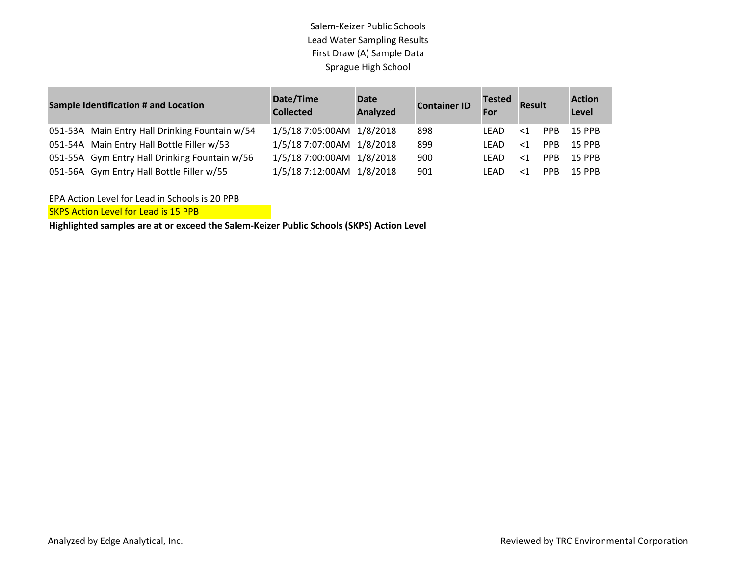Salem-Keizer Public Schools

Lead Water Sampling Results

First Draw (A) Sample Data

Sprague High School

| Sample Identification # and Location | Date/Time Collected | Date Analyzed | Container ID | Tested For | Result | | Action Level |
|---|---|---|---|---|---|---|---|
| 051-53A Main Entry Hall Drinking Fountain w/54 | 1/5/18 7:05:00AM | 1/8/2018 | 898 | LEAD | <1 | PPB | 15 PPB |
| 051-54A Main Entry Hall Bottle Filler w/53 | 1/5/18 7:07:00AM | 1/8/2018 | 899 | LEAD | <1 | PPB | 15 PPB |
| 051-55A Gym Entry Hall Drinking Fountain w/56 | 1/5/18 7:00:00AM | 1/8/2018 | 900 | LEAD | <1 | PPB | 15 PPB |
| 051-56A Gym Entry Hall Bottle Filler w/55 | 1/5/18 7:12:00AM | 1/8/2018 | 901 | LEAD | <1 | PPB | 15 PPB |

EPA Action Level for Lead in Schools is 20 PPB

SKPS Action Level for Lead is 15 PPB

**Highlighted samples are at or exceed the Salem-Keizer Public Schools (SKPS) Action Level**

Analyzed by Edge Analytical, Inc.

Reviewed by TRC Environmental Corporation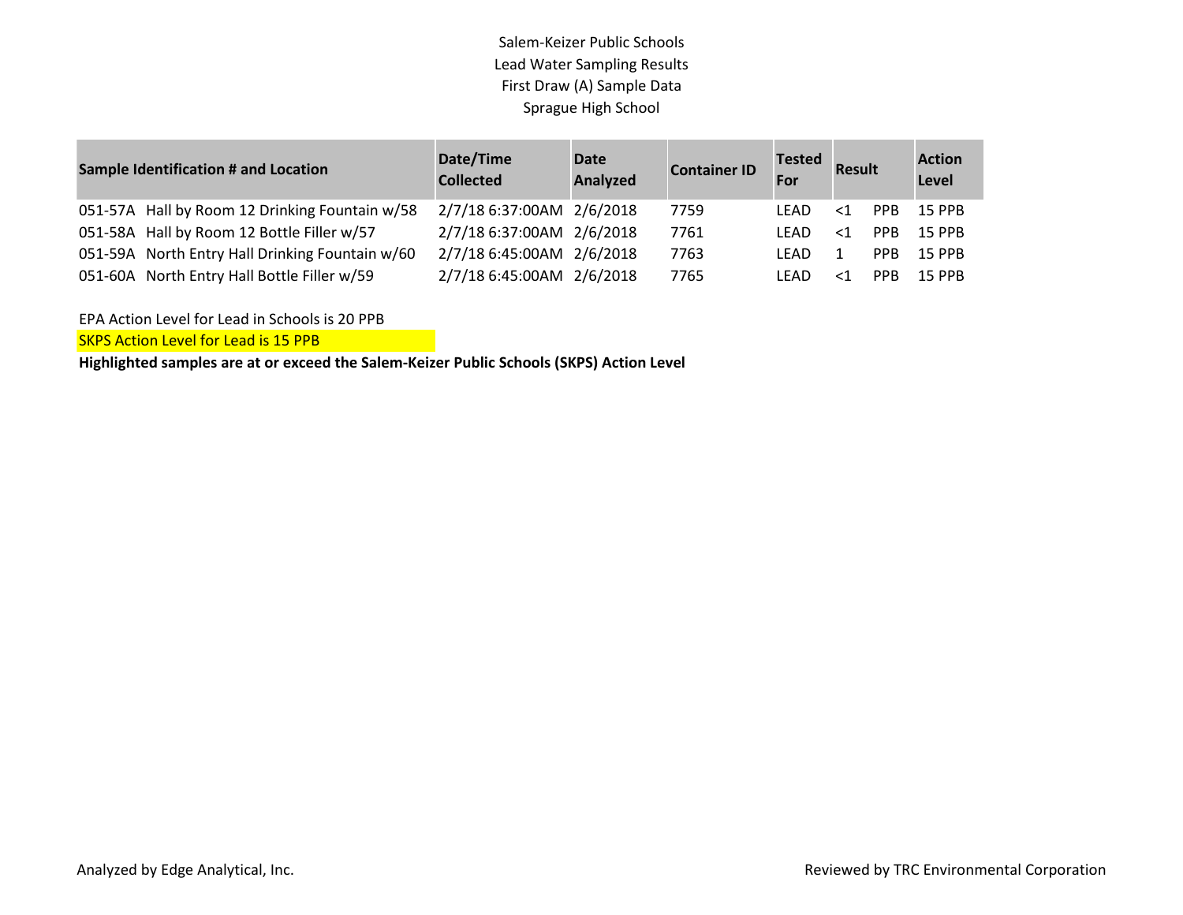Salem-Keizer Public Schools
Lead Water Sampling Results
First Draw (A) Sample Data
Sprague High School

| Sample Identification # and Location | Date/Time Collected | Date Analyzed | Container ID | Tested For | Result | | Action Level |
|---|---|---|---|---|---|---|---|
| 051-57A Hall by Room 12 Drinking Fountain w/58 | 2/7/18 6:37:00AM | 2/6/2018 | 7759 | LEAD | <1 | PPB | 15 PPB |
| 051-58A Hall by Room 12 Bottle Filler w/57 | 2/7/18 6:37:00AM | 2/6/2018 | 7761 | LEAD | <1 | PPB | 15 PPB |
| 051-59A North Entry Hall Drinking Fountain w/60 | 2/7/18 6:45:00AM | 2/6/2018 | 7763 | LEAD | 1 | PPB | 15 PPB |
| 051-60A North Entry Hall Bottle Filler w/59 | 2/7/18 6:45:00AM | 2/6/2018 | 7765 | LEAD | <1 | PPB | 15 PPB |

EPA Action Level for Lead in Schools is 20 PPB

SKPS Action Level for Lead is 15 PPB

**Highlighted samples are at or exceed the Salem-Keizer Public Schools (SKPS) Action Level**

Analyzed by Edge Analytical, Inc.

Reviewed by TRC Environmental Corporation